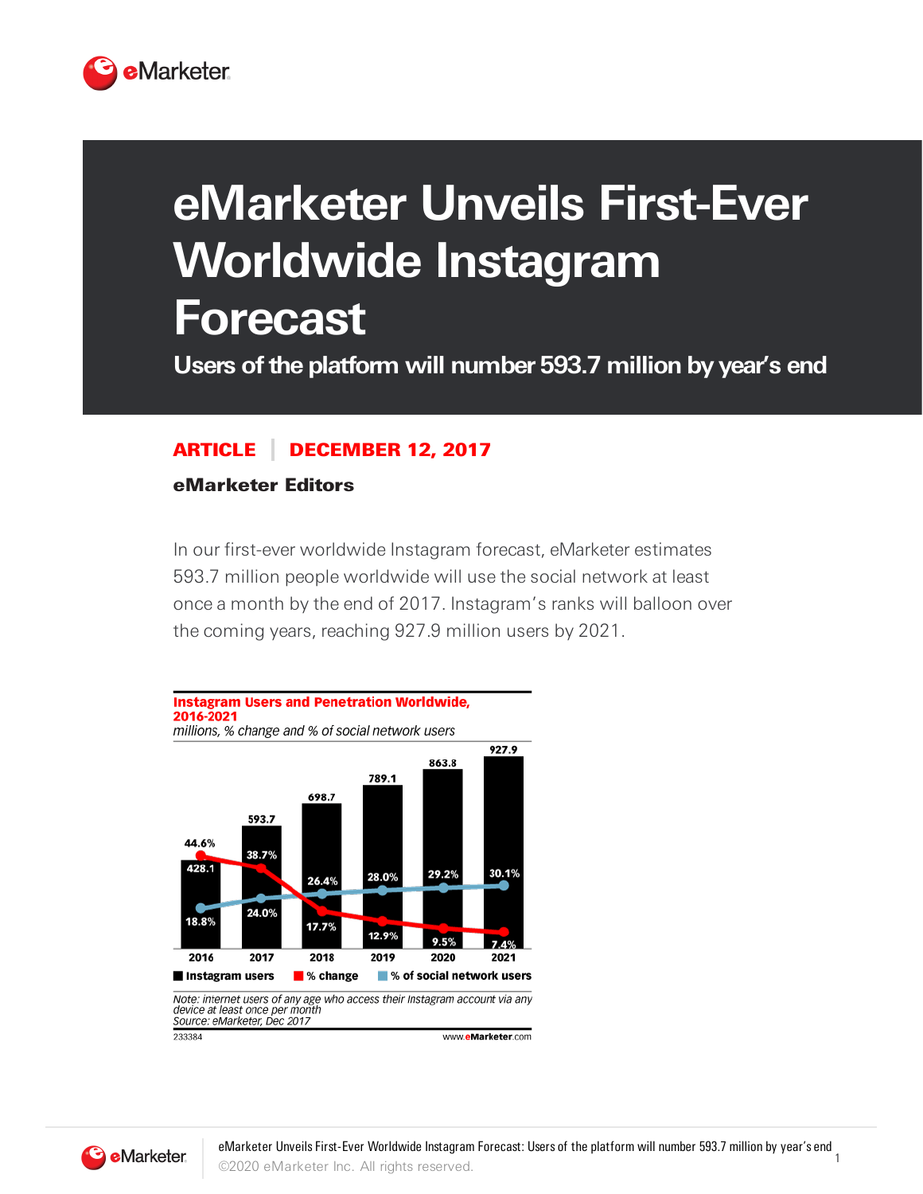# eMarketer Unveils First-Ever Worldwide Instagram Forecast

## Users of the platform will number 593.7 million by year's end

**ARTICLE | DECEMBER 12, 2017**

**eMarketer Editors**

In our first-ever worldwide Instagram forecast, eMarketer estimates 593.7 million people worldwide will use the social network at least once a month by the end of 2017. Instagram's ranks will balloon over the coming years, reaching 927.9 million users by 2021.

**Instagram Users and Penetration Worldwide, 2016-2021**
*millions, % change and % of social network users*

| | 2016 | 2017 | 2018 | 2019 | 2020 | 2021 |
|---|---|---|---|---|---|---|
| Instagram users | 428.1 | 593.7 | 698.7 | 789.1 | 863.8 | 927.9 |
| % change | 44.6% | 38.7% | 17.7% | 12.9% | 9.5% | 7.4% |
| % of social network users | 18.8% | 24.0% | 26.4% | 28.0% | 29.2% | 30.1% |

*Note: internet users of any age who access their Instagram account via any device at least once per month*
*Source: eMarketer, Dec 2017*

233384 www.eMarketer.com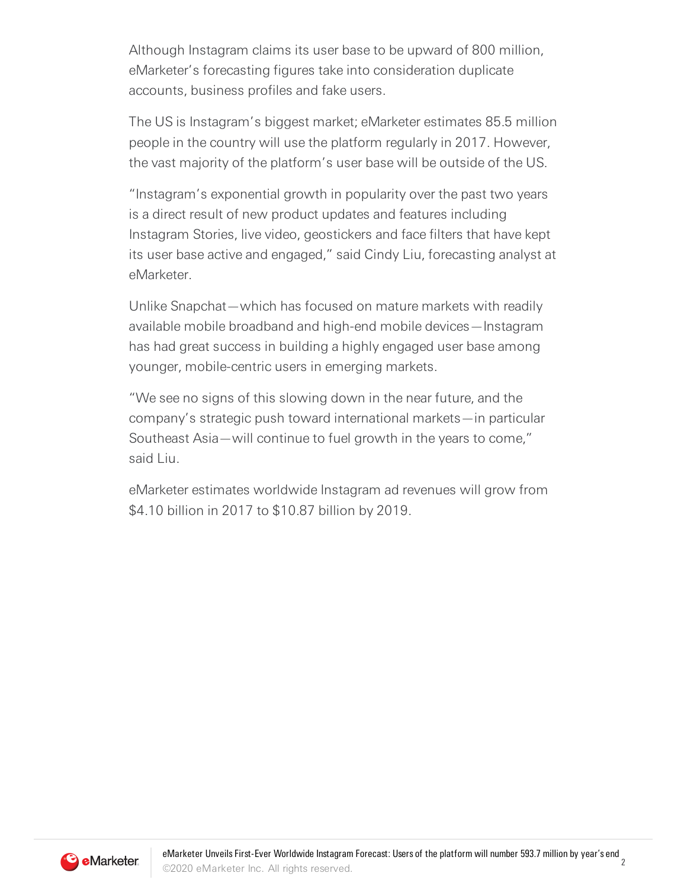Although Instagram claims its user base to be upward of 800 million, eMarketer's forecasting figures take into consideration duplicate accounts, business profiles and fake users.

The US is Instagram's biggest market; eMarketer estimates 85.5 million people in the country will use the platform regularly in 2017. However, the vast majority of the platform's user base will be outside of the US.

"Instagram's exponential growth in popularity over the past two years is a direct result of new product updates and features including Instagram Stories, live video, geostickers and face filters that have kept its user base active and engaged," said Cindy Liu, forecasting analyst at eMarketer.

Unlike Snapchat—which has focused on mature markets with readily available mobile broadband and high-end mobile devices—Instagram has had great success in building a highly engaged user base among younger, mobile-centric users in emerging markets.

"We see no signs of this slowing down in the near future, and the company's strategic push toward international markets—in particular Southeast Asia—will continue to fuel growth in the years to come," said Liu.

eMarketer estimates worldwide Instagram ad revenues will grow from $4.10 billion in 2017 to $10.87 billion by 2019.